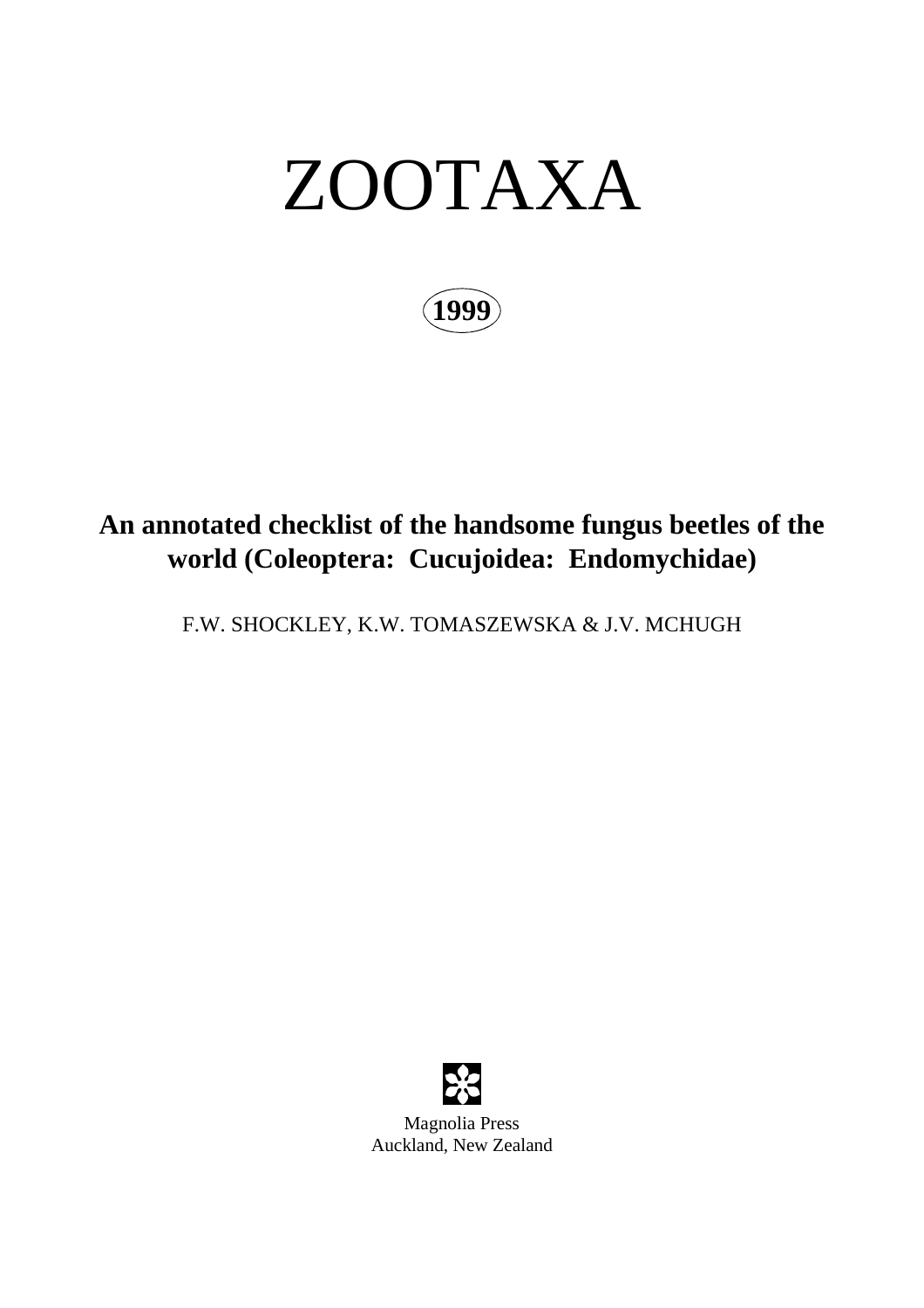# ZOOTAXA

**1999**

## An annotated checklist of the handsome fungus beetles of the world (Coleoptera: Cucujoidea: Endomychidae)

F.W. SHOCKLEY, K.W. TOMASZEWSKA & J.V. MCHUGH

Magnolia Press
Auckland, New Zealand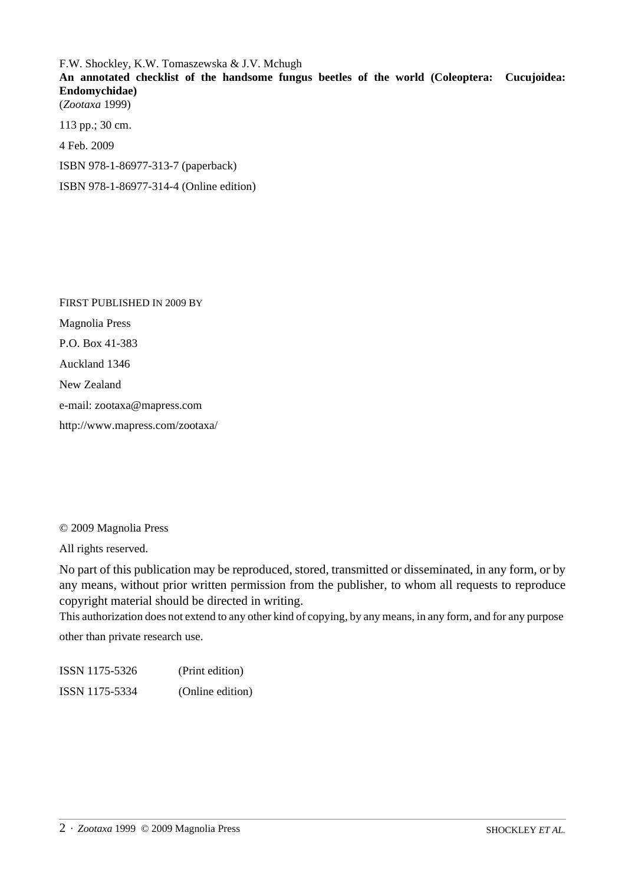F.W. Shockley, K.W. Tomaszewska & J.V. Mchugh

**An annotated checklist of the handsome fungus beetles of the world (Coleoptera: Cucujoidea: Endomychidae)**

(*Zootaxa* 1999)

113 pp.; 30 cm.

4 Feb. 2009

ISBN 978-1-86977-313-7 (paperback)

ISBN 978-1-86977-314-4 (Online edition)

FIRST PUBLISHED IN 2009 BY

Magnolia Press

P.O. Box 41-383

Auckland 1346

New Zealand

e-mail: zootaxa@mapress.com

http://www.mapress.com/zootaxa/

© 2009 Magnolia Press

All rights reserved.

No part of this publication may be reproduced, stored, transmitted or disseminated, in any form, or by any means, without prior written permission from the publisher, to whom all requests to reproduce copyright material should be directed in writing.

This authorization does not extend to any other kind of copying, by any means, in any form, and for any purpose other than private research use.

ISSN 1175-5326 (Print edition)

ISSN 1175-5334 (Online edition)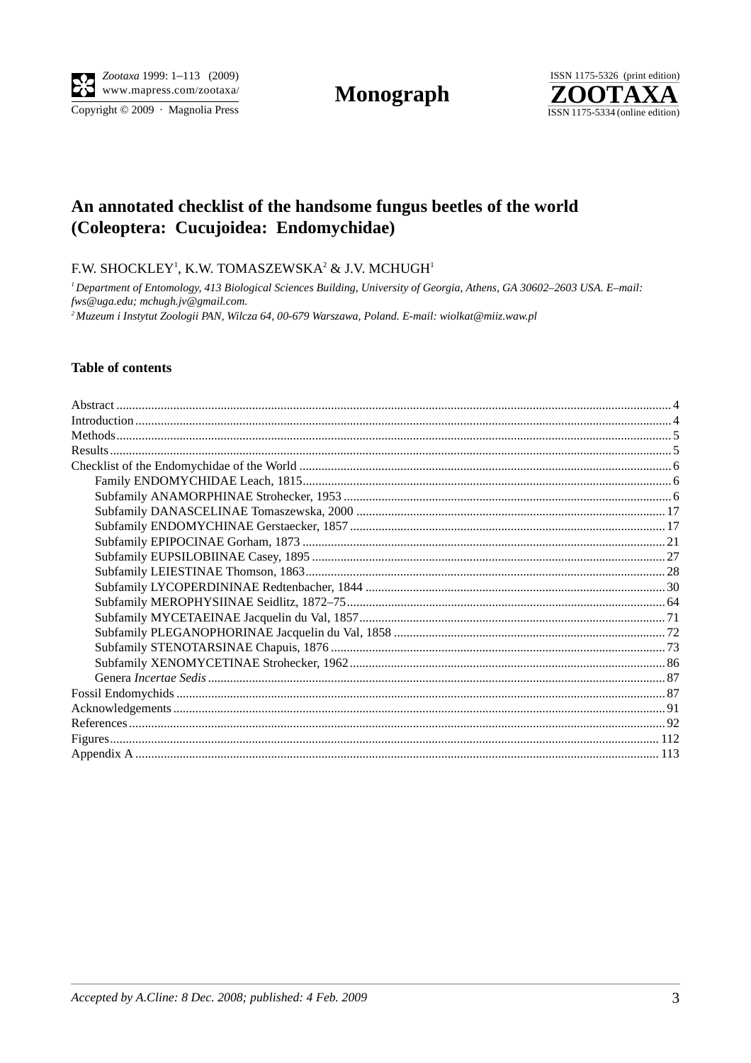# An annotated checklist of the handsome fungus beetles of the world (Coleoptera: Cucujoidea: Endomychidae)

F.W. SHOCKLEY[1], K.W. TOMASZEWSKA[2] & J.V. MCHUGH[1]

*[1] Department of Entomology, 413 Biological Sciences Building, University of Georgia, Athens, GA 30602–2603 USA. E–mail: fws@uga.edu; mchugh.jv@gmail.com.*
*[2] Muzeum i Instytut Zoologii PAN, Wilcza 64, 00-679 Warszawa, Poland. E-mail: wiolkat@miiz.waw.pl*

## Table of contents

Abstract ... 4
Introduction ... 4
Methods ... 5
Results ... 5
Checklist of the Endomychidae of the World ... 6
- Family ENDOMYCHIDAE Leach, 1815 ... 6
- Subfamily ANAMORPHINAE Strohecker, 1953 ... 6
- Subfamily DANASCELINAE Tomaszewska, 2000 ... 17
- Subfamily ENDOMYCHINAE Gerstaecker, 1857 ... 17
- Subfamily EPIPOCINAE Gorham, 1873 ... 21
- Subfamily EUPSILOBIINAE Casey, 1895 ... 27
- Subfamily LEIESTINAE Thomson, 1863 ... 28
- Subfamily LYCOPERDININAE Redtenbacher, 1844 ... 30
- Subfamily MEROPHYSIINAE Seidlitz, 1872–75 ... 64
- Subfamily MYCETAEINAE Jacquelin du Val, 1857 ... 71
- Subfamily PLEGANOPHORINAE Jacquelin du Val, 1858 ... 72
- Subfamily STENOTARSINAE Chapuis, 1876 ... 73
- Subfamily XENOMYCETINAE Strohecker, 1962 ... 86
- Genera *Incertae Sedis* ... 87

Fossil Endomychids ... 87
Acknowledgements ... 91
References ... 92
Figures ... 112
Appendix A ... 113

*Accepted by A.Cline: 8 Dec. 2008; published: 4 Feb. 2009*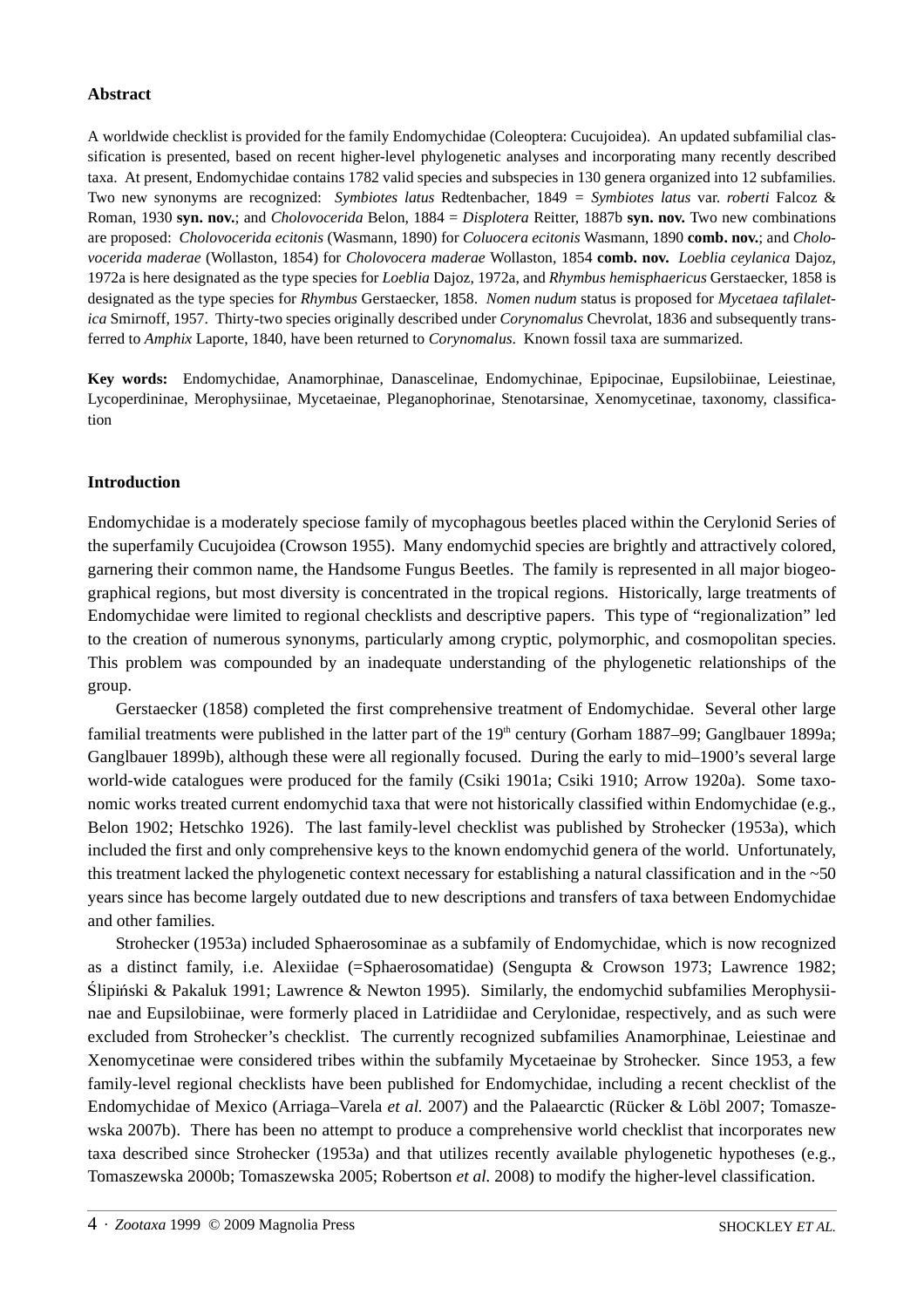## Abstract

A worldwide checklist is provided for the family Endomychidae (Coleoptera: Cucujoidea). An updated subfamilial classification is presented, based on recent higher-level phylogenetic analyses and incorporating many recently described taxa. At present, Endomychidae contains 1782 valid species and subspecies in 130 genera organized into 12 subfamilies. Two new synonyms are recognized: *Symbiotes latus* Redtenbacher, 1849 = *Symbiotes latus* var. *roberti* Falcoz & Roman, 1930 **syn. nov.**; and *Cholovocerida* Belon, 1884 = *Displotera* Reitter, 1887b **syn. nov.** Two new combinations are proposed: *Cholovocerida ecitonis* (Wasmann, 1890) for *Coluocera ecitonis* Wasmann, 1890 **comb. nov.**; and *Cholovocerida maderae* (Wollaston, 1854) for *Cholovocera maderae* Wollaston, 1854 **comb. nov.** *Loeblia ceylanica* Dajoz, 1972a is here designated as the type species for *Loeblia* Dajoz, 1972a, and *Rhymbus hemisphaericus* Gerstaecker, 1858 is designated as the type species for *Rhymbus* Gerstaecker, 1858. *Nomen nudum* status is proposed for *Mycetaea tafilaletica* Smirnoff, 1957. Thirty-two species originally described under *Corynomalus* Chevrolat, 1836 and subsequently transferred to *Amphix* Laporte, 1840, have been returned to *Corynomalus*. Known fossil taxa are summarized.

**Key words:** Endomychidae, Anamorphinae, Danascelinae, Endomychinae, Epipocinae, Eupsilobiinae, Leiestinae, Lycoperdininae, Merophysiinae, Mycetaeinae, Pleganophorinae, Stenotarsinae, Xenomycetinae, taxonomy, classification

## Introduction

Endomychidae is a moderately speciose family of mycophagous beetles placed within the Cerylonid Series of the superfamily Cucujoidea (Crowson 1955). Many endomychid species are brightly and attractively colored, garnering their common name, the Handsome Fungus Beetles. The family is represented in all major biogeographical regions, but most diversity is concentrated in the tropical regions. Historically, large treatments of Endomychidae were limited to regional checklists and descriptive papers. This type of "regionalization" led to the creation of numerous synonyms, particularly among cryptic, polymorphic, and cosmopolitan species. This problem was compounded by an inadequate understanding of the phylogenetic relationships of the group.

Gerstaecker (1858) completed the first comprehensive treatment of Endomychidae. Several other large familial treatments were published in the latter part of the 19th century (Gorham 1887–99; Ganglbauer 1899a; Ganglbauer 1899b), although these were all regionally focused. During the early to mid–1900's several large world-wide catalogues were produced for the family (Csiki 1901a; Csiki 1910; Arrow 1920a). Some taxonomic works treated current endomychid taxa that were not historically classified within Endomychidae (e.g., Belon 1902; Hetschko 1926). The last family-level checklist was published by Strohecker (1953a), which included the first and only comprehensive keys to the known endomychid genera of the world. Unfortunately, this treatment lacked the phylogenetic context necessary for establishing a natural classification and in the ~50 years since has become largely outdated due to new descriptions and transfers of taxa between Endomychidae and other families.

Strohecker (1953a) included Sphaerosominae as a subfamily of Endomychidae, which is now recognized as a distinct family, i.e. Alexiidae (=Sphaerosomatidae) (Sengupta & Crowson 1973; Lawrence 1982; Ślipiński & Pakaluk 1991; Lawrence & Newton 1995). Similarly, the endomychid subfamilies Merophysiinae and Eupsilobiinae, were formerly placed in Latridiidae and Cerylonidae, respectively, and as such were excluded from Strohecker's checklist. The currently recognized subfamilies Anamorphinae, Leiestinae and Xenomycetinae were considered tribes within the subfamily Mycetaeinae by Strohecker. Since 1953, a few family-level regional checklists have been published for Endomychidae, including a recent checklist of the Endomychidae of Mexico (Arriaga–Varela *et al.* 2007) and the Palaearctic (Rücker & Löbl 2007; Tomaszewska 2007b). There has been no attempt to produce a comprehensive world checklist that incorporates new taxa described since Strohecker (1953a) and that utilizes recently available phylogenetic hypotheses (e.g., Tomaszewska 2000b; Tomaszewska 2005; Robertson *et al.* 2008) to modify the higher-level classification.